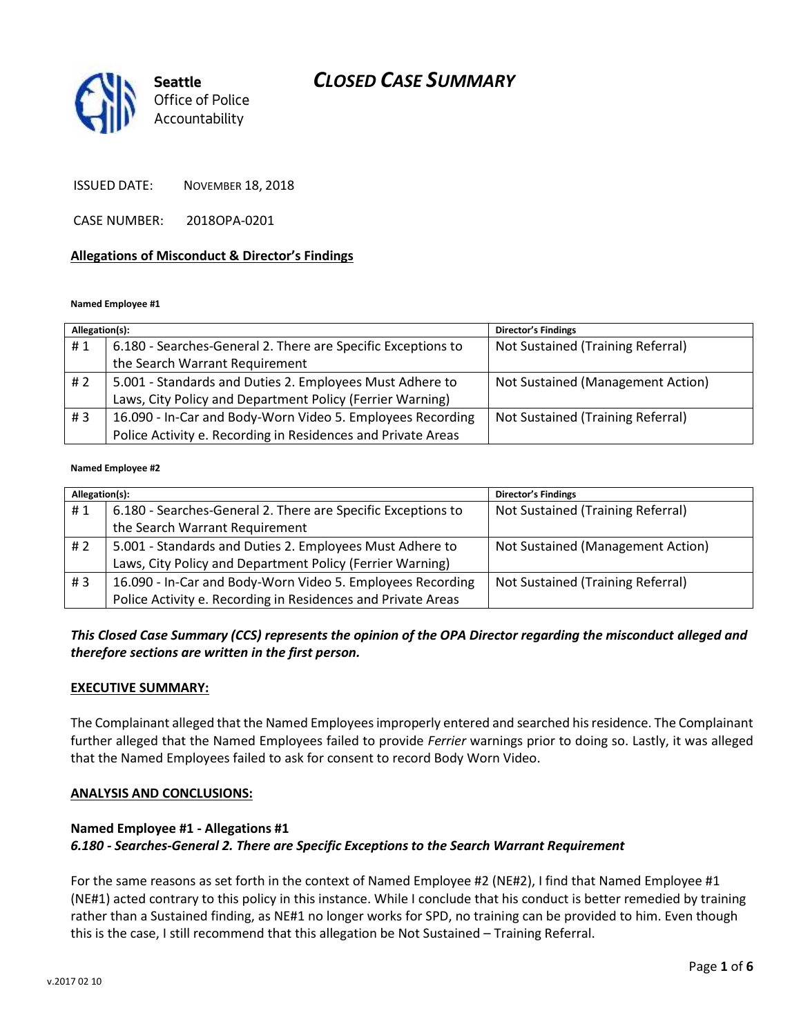# CLOSED CASE SUMMARY

Seattle Office of Police Accountability

ISSUED DATE: NOVEMBER 18, 2018

CASE NUMBER: 2018OPA-0201

**Allegations of Misconduct & Director's Findings**

**Named Employee #1**

| Allegation(s): | | Director's Findings |
|---|---|---|
| # 1 | 6.180 - Searches-General 2. There are Specific Exceptions to the Search Warrant Requirement | Not Sustained (Training Referral) |
| # 2 | 5.001 - Standards and Duties 2. Employees Must Adhere to Laws, City Policy and Department Policy (Ferrier Warning) | Not Sustained (Management Action) |
| # 3 | 16.090 - In-Car and Body-Worn Video 5. Employees Recording Police Activity e. Recording in Residences and Private Areas | Not Sustained (Training Referral) |

**Named Employee #2**

| Allegation(s): | | Director's Findings |
|---|---|---|
| # 1 | 6.180 - Searches-General 2. There are Specific Exceptions to the Search Warrant Requirement | Not Sustained (Training Referral) |
| # 2 | 5.001 - Standards and Duties 2. Employees Must Adhere to Laws, City Policy and Department Policy (Ferrier Warning) | Not Sustained (Management Action) |
| # 3 | 16.090 - In-Car and Body-Worn Video 5. Employees Recording Police Activity e. Recording in Residences and Private Areas | Not Sustained (Training Referral) |

***This Closed Case Summary (CCS) represents the opinion of the OPA Director regarding the misconduct alleged and therefore sections are written in the first person.***

**EXECUTIVE SUMMARY:**

The Complainant alleged that the Named Employees improperly entered and searched his residence. The Complainant further alleged that the Named Employees failed to provide *Ferrier* warnings prior to doing so. Lastly, it was alleged that the Named Employees failed to ask for consent to record Body Worn Video.

**ANALYSIS AND CONCLUSIONS:**

**Named Employee #1 - Allegations #1**
***6.180 - Searches-General 2. There are Specific Exceptions to the Search Warrant Requirement***

For the same reasons as set forth in the context of Named Employee #2 (NE#2), I find that Named Employee #1 (NE#1) acted contrary to this policy in this instance. While I conclude that his conduct is better remedied by training rather than a Sustained finding, as NE#1 no longer works for SPD, no training can be provided to him. Even though this is the case, I still recommend that this allegation be Not Sustained – Training Referral.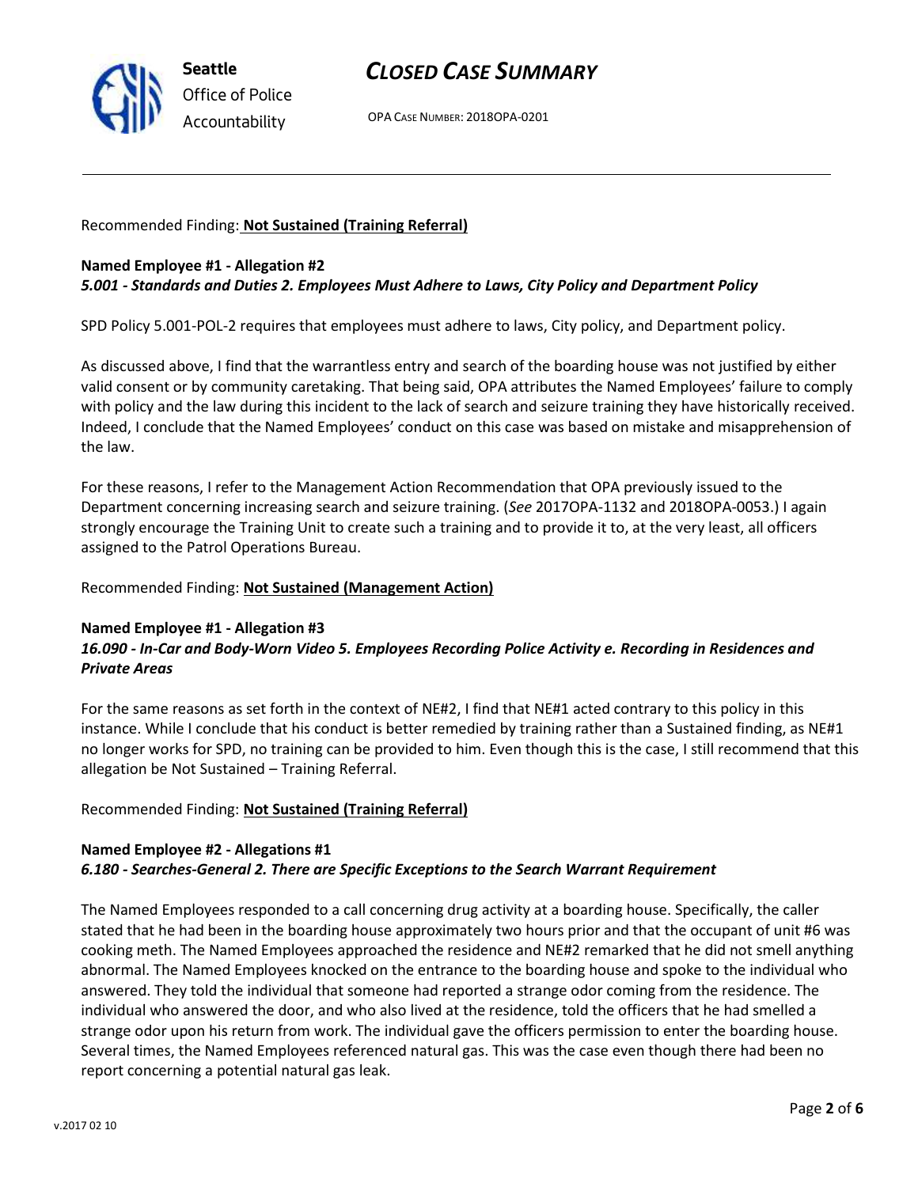Recommended Finding: **Not Sustained (Training Referral)**

**Named Employee #1 - Allegation #2**
***5.001 - Standards and Duties 2. Employees Must Adhere to Laws, City Policy and Department Policy***

SPD Policy 5.001-POL-2 requires that employees must adhere to laws, City policy, and Department policy.

As discussed above, I find that the warrantless entry and search of the boarding house was not justified by either valid consent or by community caretaking. That being said, OPA attributes the Named Employees' failure to comply with policy and the law during this incident to the lack of search and seizure training they have historically received. Indeed, I conclude that the Named Employees' conduct on this case was based on mistake and misapprehension of the law.

For these reasons, I refer to the Management Action Recommendation that OPA previously issued to the Department concerning increasing search and seizure training. (*See* 2017OPA-1132 and 2018OPA-0053.) I again strongly encourage the Training Unit to create such a training and to provide it to, at the very least, all officers assigned to the Patrol Operations Bureau.

Recommended Finding: **Not Sustained (Management Action)**

**Named Employee #1 - Allegation #3**
***16.090 - In-Car and Body-Worn Video 5. Employees Recording Police Activity e. Recording in Residences and Private Areas***

For the same reasons as set forth in the context of NE#2, I find that NE#1 acted contrary to this policy in this instance. While I conclude that his conduct is better remedied by training rather than a Sustained finding, as NE#1 no longer works for SPD, no training can be provided to him. Even though this is the case, I still recommend that this allegation be Not Sustained – Training Referral.

Recommended Finding: **Not Sustained (Training Referral)**

**Named Employee #2 - Allegations #1**
***6.180 - Searches-General 2. There are Specific Exceptions to the Search Warrant Requirement***

The Named Employees responded to a call concerning drug activity at a boarding house. Specifically, the caller stated that he had been in the boarding house approximately two hours prior and that the occupant of unit #6 was cooking meth. The Named Employees approached the residence and NE#2 remarked that he did not smell anything abnormal. The Named Employees knocked on the entrance to the boarding house and spoke to the individual who answered. They told the individual that someone had reported a strange odor coming from the residence. The individual who answered the door, and who also lived at the residence, told the officers that he had smelled a strange odor upon his return from work. The individual gave the officers permission to enter the boarding house. Several times, the Named Employees referenced natural gas. This was the case even though there had been no report concerning a potential natural gas leak.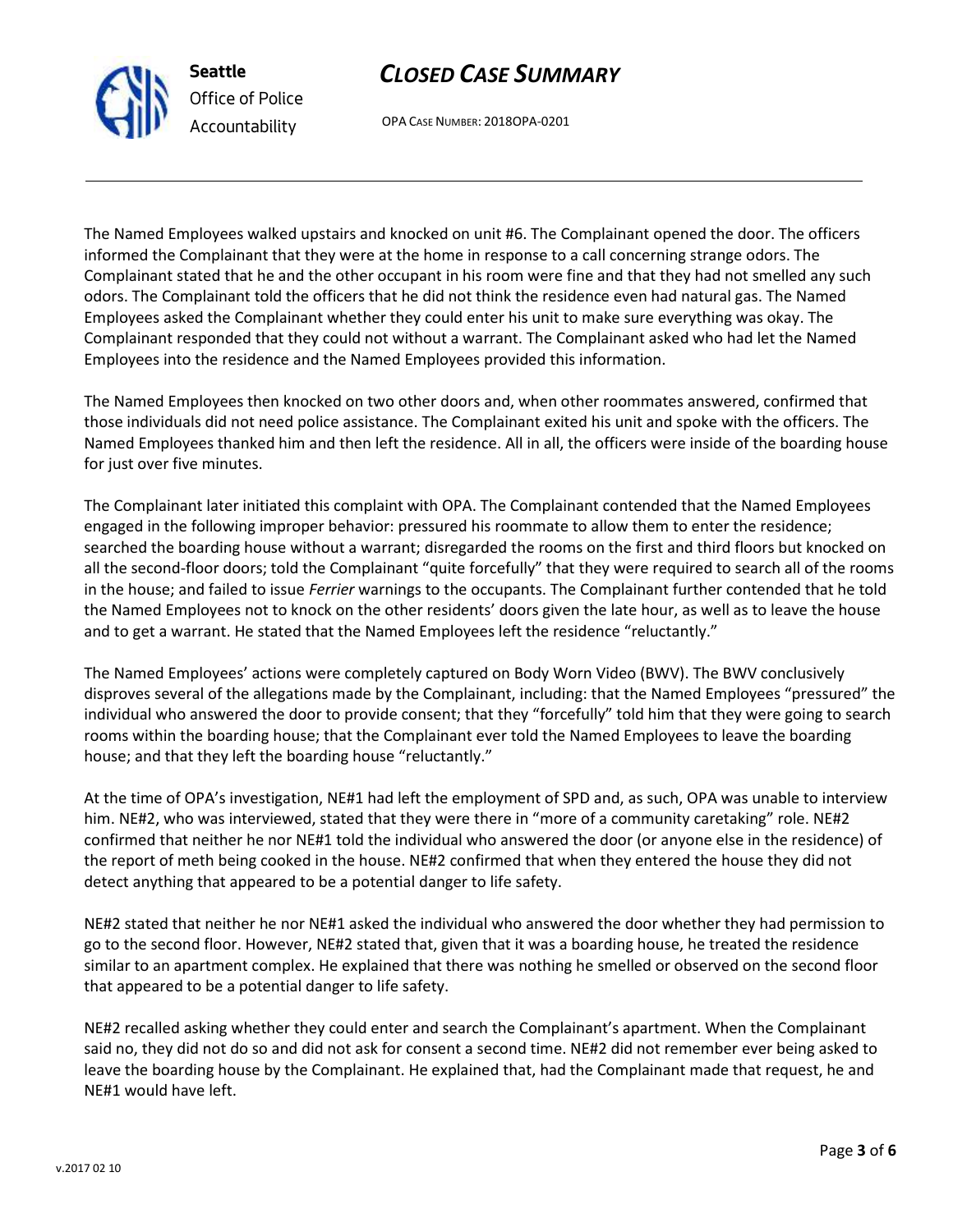The Named Employees walked upstairs and knocked on unit #6. The Complainant opened the door. The officers informed the Complainant that they were at the home in response to a call concerning strange odors. The Complainant stated that he and the other occupant in his room were fine and that they had not smelled any such odors. The Complainant told the officers that he did not think the residence even had natural gas. The Named Employees asked the Complainant whether they could enter his unit to make sure everything was okay. The Complainant responded that they could not without a warrant. The Complainant asked who had let the Named Employees into the residence and the Named Employees provided this information.

The Named Employees then knocked on two other doors and, when other roommates answered, confirmed that those individuals did not need police assistance. The Complainant exited his unit and spoke with the officers. The Named Employees thanked him and then left the residence. All in all, the officers were inside of the boarding house for just over five minutes.

The Complainant later initiated this complaint with OPA. The Complainant contended that the Named Employees engaged in the following improper behavior: pressured his roommate to allow them to enter the residence; searched the boarding house without a warrant; disregarded the rooms on the first and third floors but knocked on all the second-floor doors; told the Complainant "quite forcefully" that they were required to search all of the rooms in the house; and failed to issue *Ferrier* warnings to the occupants. The Complainant further contended that he told the Named Employees not to knock on the other residents' doors given the late hour, as well as to leave the house and to get a warrant. He stated that the Named Employees left the residence "reluctantly."

The Named Employees' actions were completely captured on Body Worn Video (BWV). The BWV conclusively disproves several of the allegations made by the Complainant, including: that the Named Employees "pressured" the individual who answered the door to provide consent; that they "forcefully" told him that they were going to search rooms within the boarding house; that the Complainant ever told the Named Employees to leave the boarding house; and that they left the boarding house "reluctantly."

At the time of OPA's investigation, NE#1 had left the employment of SPD and, as such, OPA was unable to interview him. NE#2, who was interviewed, stated that they were there in "more of a community caretaking" role. NE#2 confirmed that neither he nor NE#1 told the individual who answered the door (or anyone else in the residence) of the report of meth being cooked in the house. NE#2 confirmed that when they entered the house they did not detect anything that appeared to be a potential danger to life safety.

NE#2 stated that neither he nor NE#1 asked the individual who answered the door whether they had permission to go to the second floor. However, NE#2 stated that, given that it was a boarding house, he treated the residence similar to an apartment complex. He explained that there was nothing he smelled or observed on the second floor that appeared to be a potential danger to life safety.

NE#2 recalled asking whether they could enter and search the Complainant's apartment. When the Complainant said no, they did not do so and did not ask for consent a second time. NE#2 did not remember ever being asked to leave the boarding house by the Complainant. He explained that, had the Complainant made that request, he and NE#1 would have left.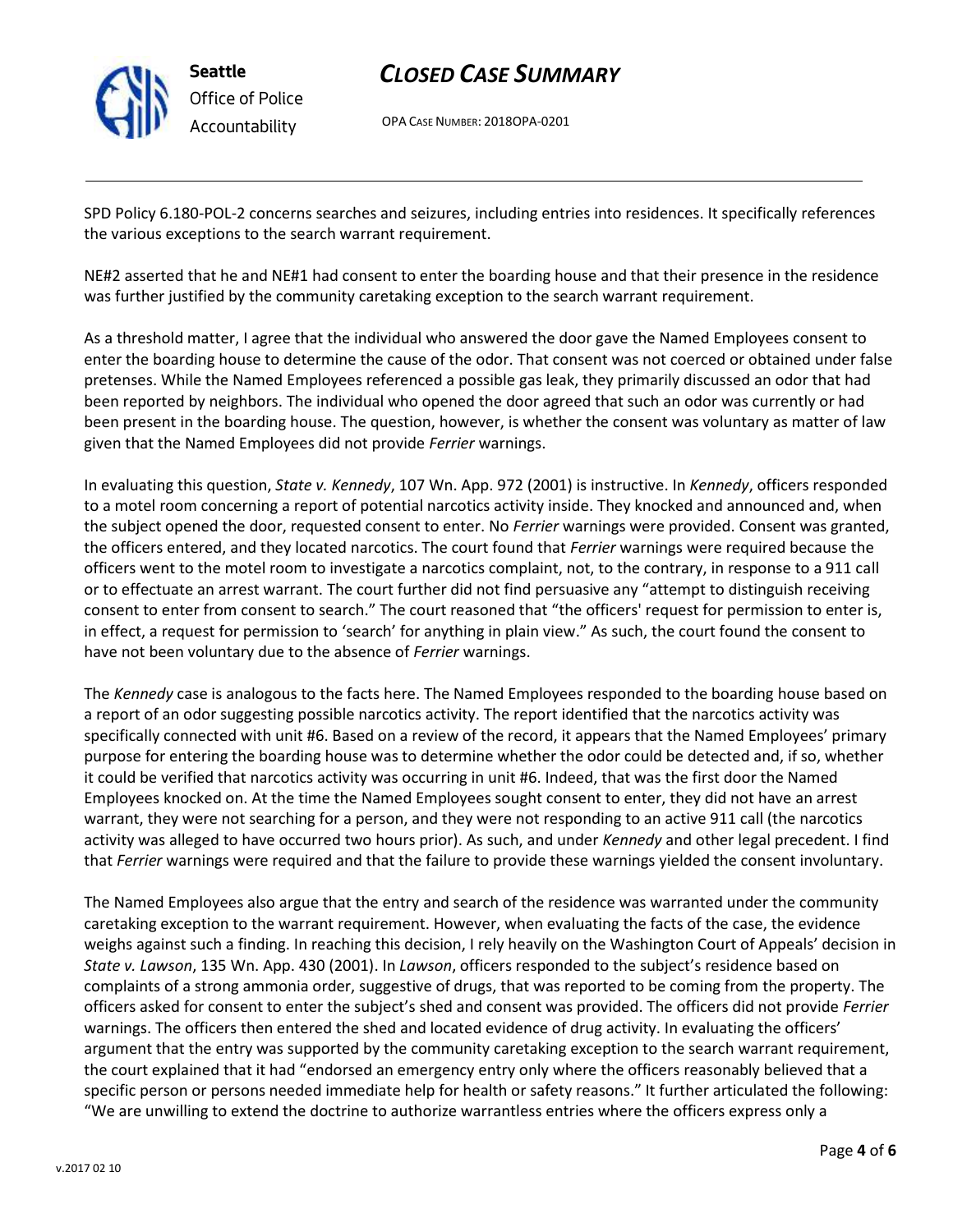SPD Policy 6.180-POL-2 concerns searches and seizures, including entries into residences. It specifically references the various exceptions to the search warrant requirement.

NE#2 asserted that he and NE#1 had consent to enter the boarding house and that their presence in the residence was further justified by the community caretaking exception to the search warrant requirement.

As a threshold matter, I agree that the individual who answered the door gave the Named Employees consent to enter the boarding house to determine the cause of the odor. That consent was not coerced or obtained under false pretenses. While the Named Employees referenced a possible gas leak, they primarily discussed an odor that had been reported by neighbors. The individual who opened the door agreed that such an odor was currently or had been present in the boarding house. The question, however, is whether the consent was voluntary as matter of law given that the Named Employees did not provide *Ferrier* warnings.

In evaluating this question, *State v. Kennedy*, 107 Wn. App. 972 (2001) is instructive. In *Kennedy*, officers responded to a motel room concerning a report of potential narcotics activity inside. They knocked and announced and, when the subject opened the door, requested consent to enter. No *Ferrier* warnings were provided. Consent was granted, the officers entered, and they located narcotics. The court found that *Ferrier* warnings were required because the officers went to the motel room to investigate a narcotics complaint, not, to the contrary, in response to a 911 call or to effectuate an arrest warrant. The court further did not find persuasive any "attempt to distinguish receiving consent to enter from consent to search." The court reasoned that "the officers' request for permission to enter is, in effect, a request for permission to 'search' for anything in plain view." As such, the court found the consent to have not been voluntary due to the absence of *Ferrier* warnings.

The *Kennedy* case is analogous to the facts here. The Named Employees responded to the boarding house based on a report of an odor suggesting possible narcotics activity. The report identified that the narcotics activity was specifically connected with unit #6. Based on a review of the record, it appears that the Named Employees' primary purpose for entering the boarding house was to determine whether the odor could be detected and, if so, whether it could be verified that narcotics activity was occurring in unit #6. Indeed, that was the first door the Named Employees knocked on. At the time the Named Employees sought consent to enter, they did not have an arrest warrant, they were not searching for a person, and they were not responding to an active 911 call (the narcotics activity was alleged to have occurred two hours prior). As such, and under *Kennedy* and other legal precedent. I find that *Ferrier* warnings were required and that the failure to provide these warnings yielded the consent involuntary.

The Named Employees also argue that the entry and search of the residence was warranted under the community caretaking exception to the warrant requirement. However, when evaluating the facts of the case, the evidence weighs against such a finding. In reaching this decision, I rely heavily on the Washington Court of Appeals' decision in *State v. Lawson*, 135 Wn. App. 430 (2001). In *Lawson*, officers responded to the subject's residence based on complaints of a strong ammonia order, suggestive of drugs, that was reported to be coming from the property. The officers asked for consent to enter the subject's shed and consent was provided. The officers did not provide *Ferrier* warnings. The officers then entered the shed and located evidence of drug activity. In evaluating the officers' argument that the entry was supported by the community caretaking exception to the search warrant requirement, the court explained that it had "endorsed an emergency entry only where the officers reasonably believed that a specific person or persons needed immediate help for health or safety reasons." It further articulated the following: "We are unwilling to extend the doctrine to authorize warrantless entries where the officers express only a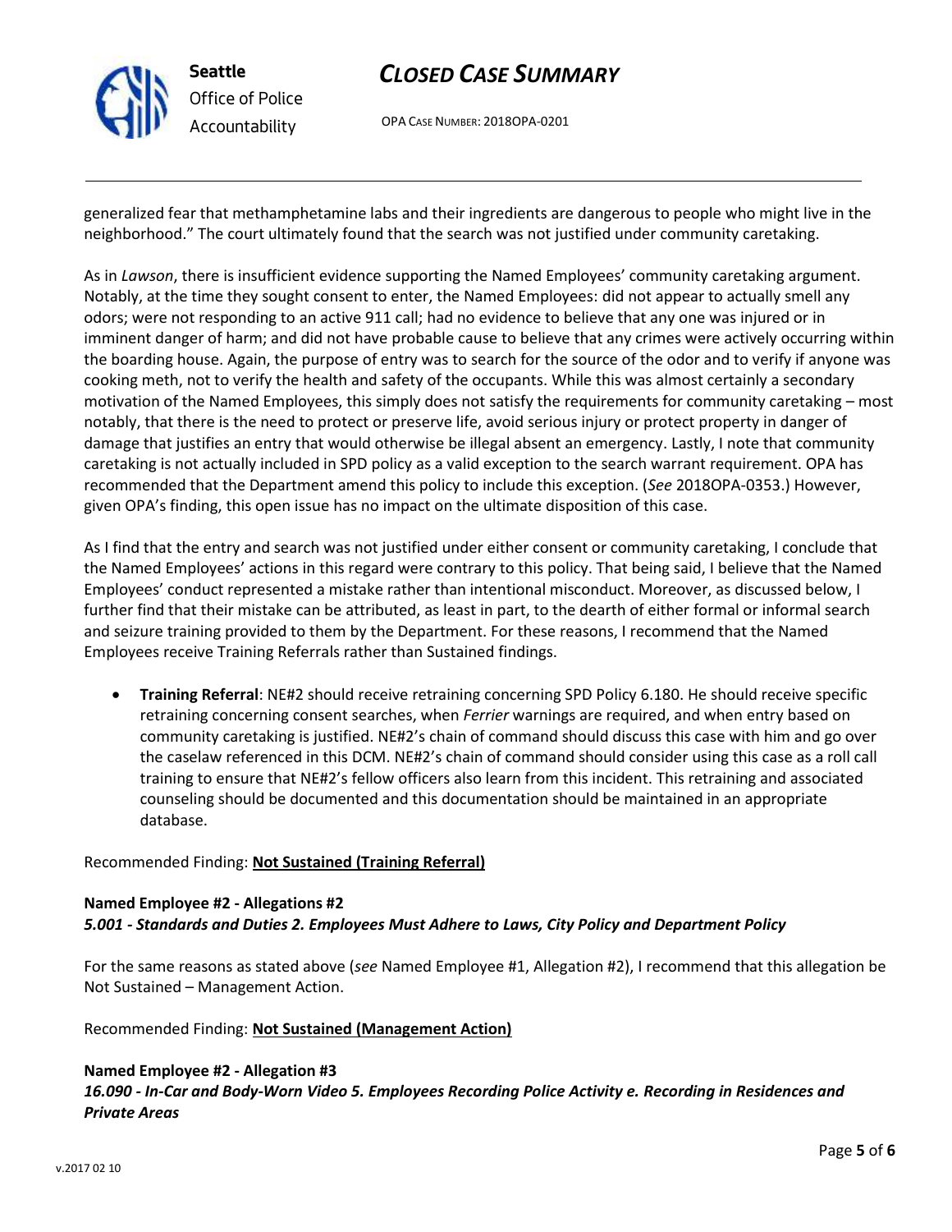generalized fear that methamphetamine labs and their ingredients are dangerous to people who might live in the neighborhood." The court ultimately found that the search was not justified under community caretaking.

As in *Lawson*, there is insufficient evidence supporting the Named Employees' community caretaking argument. Notably, at the time they sought consent to enter, the Named Employees: did not appear to actually smell any odors; were not responding to an active 911 call; had no evidence to believe that any one was injured or in imminent danger of harm; and did not have probable cause to believe that any crimes were actively occurring within the boarding house. Again, the purpose of entry was to search for the source of the odor and to verify if anyone was cooking meth, not to verify the health and safety of the occupants. While this was almost certainly a secondary motivation of the Named Employees, this simply does not satisfy the requirements for community caretaking – most notably, that there is the need to protect or preserve life, avoid serious injury or protect property in danger of damage that justifies an entry that would otherwise be illegal absent an emergency. Lastly, I note that community caretaking is not actually included in SPD policy as a valid exception to the search warrant requirement. OPA has recommended that the Department amend this policy to include this exception. (*See* 2018OPA-0353.) However, given OPA's finding, this open issue has no impact on the ultimate disposition of this case.

As I find that the entry and search was not justified under either consent or community caretaking, I conclude that the Named Employees' actions in this regard were contrary to this policy. That being said, I believe that the Named Employees' conduct represented a mistake rather than intentional misconduct. Moreover, as discussed below, I further find that their mistake can be attributed, as least in part, to the dearth of either formal or informal search and seizure training provided to them by the Department. For these reasons, I recommend that the Named Employees receive Training Referrals rather than Sustained findings.

- **Training Referral**: NE#2 should receive retraining concerning SPD Policy 6.180. He should receive specific retraining concerning consent searches, when *Ferrier* warnings are required, and when entry based on community caretaking is justified. NE#2's chain of command should discuss this case with him and go over the caselaw referenced in this DCM. NE#2's chain of command should consider using this case as a roll call training to ensure that NE#2's fellow officers also learn from this incident. This retraining and associated counseling should be documented and this documentation should be maintained in an appropriate database.

Recommended Finding: **Not Sustained (Training Referral)**

**Named Employee #2 - Allegations #2**
***5.001 - Standards and Duties 2. Employees Must Adhere to Laws, City Policy and Department Policy***

For the same reasons as stated above (*see* Named Employee #1, Allegation #2), I recommend that this allegation be Not Sustained – Management Action.

Recommended Finding: **Not Sustained (Management Action)**

**Named Employee #2 - Allegation #3**
***16.090 - In-Car and Body-Worn Video 5. Employees Recording Police Activity e. Recording in Residences and Private Areas***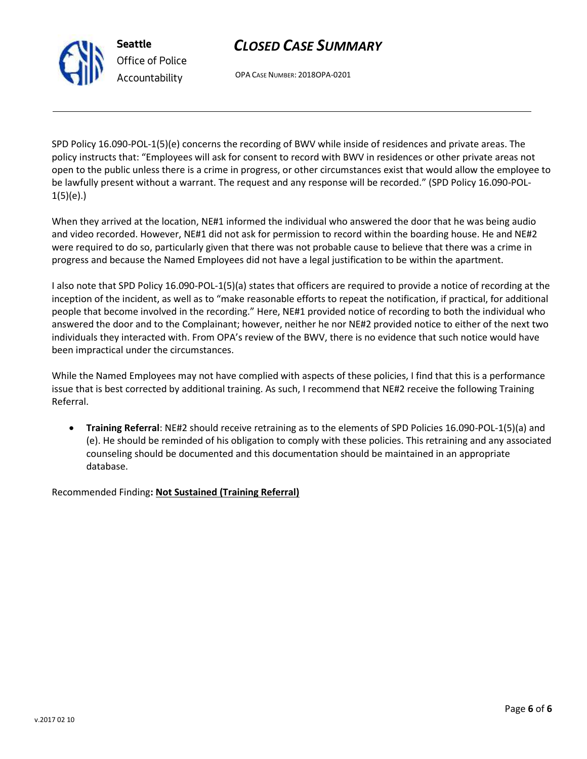SPD Policy 16.090-POL-1(5)(e) concerns the recording of BWV while inside of residences and private areas. The policy instructs that: "Employees will ask for consent to record with BWV in residences or other private areas not open to the public unless there is a crime in progress, or other circumstances exist that would allow the employee to be lawfully present without a warrant. The request and any response will be recorded." (SPD Policy 16.090-POL-1(5)(e).)

When they arrived at the location, NE#1 informed the individual who answered the door that he was being audio and video recorded. However, NE#1 did not ask for permission to record within the boarding house. He and NE#2 were required to do so, particularly given that there was not probable cause to believe that there was a crime in progress and because the Named Employees did not have a legal justification to be within the apartment.

I also note that SPD Policy 16.090-POL-1(5)(a) states that officers are required to provide a notice of recording at the inception of the incident, as well as to "make reasonable efforts to repeat the notification, if practical, for additional people that become involved in the recording." Here, NE#1 provided notice of recording to both the individual who answered the door and to the Complainant; however, neither he nor NE#2 provided notice to either of the next two individuals they interacted with. From OPA's review of the BWV, there is no evidence that such notice would have been impractical under the circumstances.

While the Named Employees may not have complied with aspects of these policies, I find that this is a performance issue that is best corrected by additional training. As such, I recommend that NE#2 receive the following Training Referral.

- **Training Referral**: NE#2 should receive retraining as to the elements of SPD Policies 16.090-POL-1(5)(a) and (e). He should be reminded of his obligation to comply with these policies. This retraining and any associated counseling should be documented and this documentation should be maintained in an appropriate database.

Recommended Finding**: Not Sustained (Training Referral)**